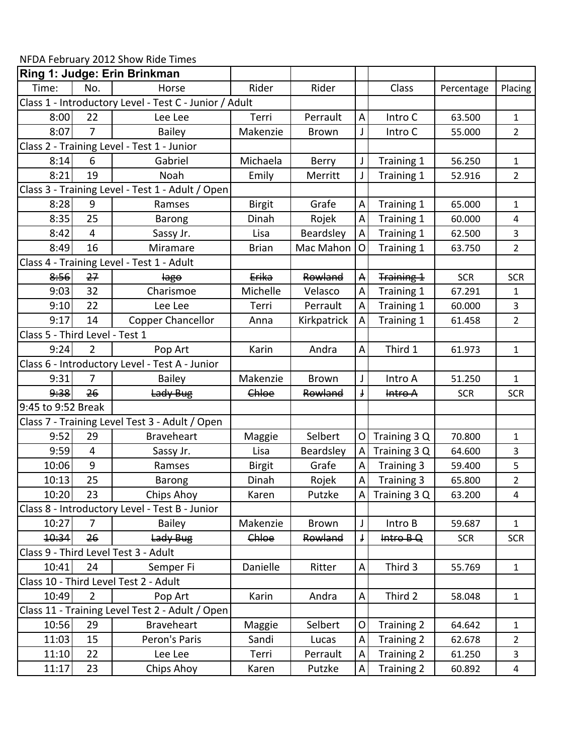NFDA February 2012 Show Ride Times

| **Ring 1: Judge: Erin Brinkman** | | | | | | | | |
|---|---|---|---|---|---|---|---|---|
| Time: | No. | Horse | Rider | Rider | | Class | Percentage | Placing |
| Class 1 - Introductory Level - Test C - Junior / Adult | | | | | | | | |
| 8:00 | 22 | Lee Lee | Terri | Perrault | A | Intro C | 63.500 | 1 |
| 8:07 | 7 | Bailey | Makenzie | Brown | J | Intro C | 55.000 | 2 |
| Class 2 - Training Level - Test 1 - Junior | | | | | | | | |
| 8:14 | 6 | Gabriel | Michaela | Berry | J | Training 1 | 56.250 | 1 |
| 8:21 | 19 | Noah | Emily | Merritt | J | Training 1 | 52.916 | 2 |
| Class 3 - Training Level - Test 1 - Adult / Open | | | | | | | | |
| 8:28 | 9 | Ramses | Birgit | Grafe | A | Training 1 | 65.000 | 1 |
| 8:35 | 25 | Barong | Dinah | Rojek | A | Training 1 | 60.000 | 4 |
| 8:42 | 4 | Sassy Jr. | Lisa | Beardsley | A | Training 1 | 62.500 | 3 |
| 8:49 | 16 | Miramare | Brian | Mac Mahon | O | Training 1 | 63.750 | 2 |
| Class 4 - Training Level - Test 1 - Adult | | | | | | | | |
| ~~8:56~~ | ~~27~~ | ~~Iago~~ | ~~Erika~~ | ~~Rowland~~ | ~~A~~ | ~~Training 1~~ | SCR | SCR |
| 9:03 | 32 | Charismoe | Michelle | Velasco | A | Training 1 | 67.291 | 1 |
| 9:10 | 22 | Lee Lee | Terri | Perrault | A | Training 1 | 60.000 | 3 |
| 9:17 | 14 | Copper Chancellor | Anna | Kirkpatrick | A | Training 1 | 61.458 | 2 |
| Class 5 - Third Level - Test 1 | | | | | | | | |
| 9:24 | 2 | Pop Art | Karin | Andra | A | Third 1 | 61.973 | 1 |
| Class 6 - Introductory Level - Test A - Junior | | | | | | | | |
| 9:31 | 7 | Bailey | Makenzie | Brown | J | Intro A | 51.250 | 1 |
| ~~9:38~~ | ~~26~~ | ~~Lady Bug~~ | ~~Chloe~~ | ~~Rowland~~ | ~~J~~ | ~~Intro A~~ | SCR | SCR |
| 9:45 to 9:52 Break | | | | | | | | |
| Class 7 - Training Level Test 3 - Adult / Open | | | | | | | | |
| 9:52 | 29 | Braveheart | Maggie | Selbert | O | Training 3 Q | 70.800 | 1 |
| 9:59 | 4 | Sassy Jr. | Lisa | Beardsley | A | Training 3 Q | 64.600 | 3 |
| 10:06 | 9 | Ramses | Birgit | Grafe | A | Training 3 | 59.400 | 5 |
| 10:13 | 25 | Barong | Dinah | Rojek | A | Training 3 | 65.800 | 2 |
| 10:20 | 23 | Chips Ahoy | Karen | Putzke | A | Training 3 Q | 63.200 | 4 |
| Class 8 - Introductory Level - Test B - Junior | | | | | | | | |
| 10:27 | 7 | Bailey | Makenzie | Brown | J | Intro B | 59.687 | 1 |
| ~~10:34~~ | ~~26~~ | ~~Lady Bug~~ | ~~Chloe~~ | ~~Rowland~~ | ~~J~~ | ~~Intro B Q~~ | SCR | SCR |
| Class 9 - Third Level Test 3 - Adult | | | | | | | | |
| 10:41 | 24 | Semper Fi | Danielle | Ritter | A | Third 3 | 55.769 | 1 |
| Class 10 - Third Level Test 2 - Adult | | | | | | | | |
| 10:49 | 2 | Pop Art | Karin | Andra | A | Third 2 | 58.048 | 1 |
| Class 11 - Training Level Test 2 - Adult / Open | | | | | | | | |
| 10:56 | 29 | Braveheart | Maggie | Selbert | O | Training 2 | 64.642 | 1 |
| 11:03 | 15 | Peron's Paris | Sandi | Lucas | A | Training 2 | 62.678 | 2 |
| 11:10 | 22 | Lee Lee | Terri | Perrault | A | Training 2 | 61.250 | 3 |
| 11:17 | 23 | Chips Ahoy | Karen | Putzke | A | Training 2 | 60.892 | 4 |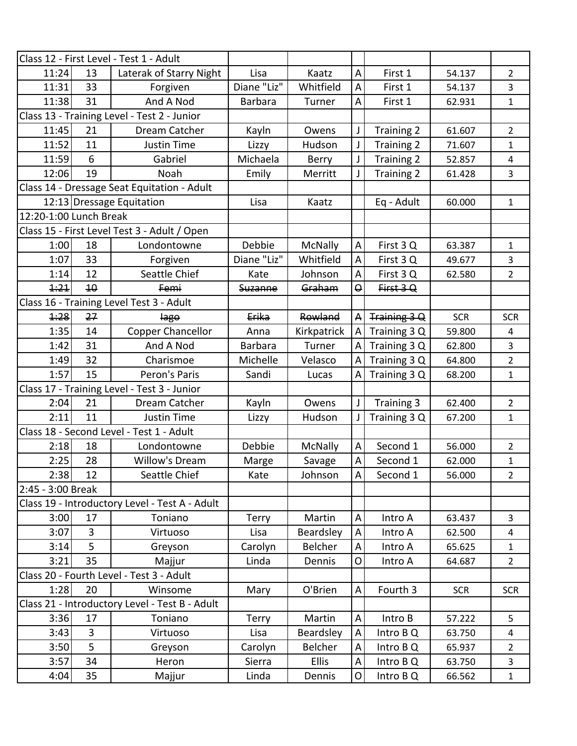| Class 12 - First Level - Test 1 - Adult | | | | | | | | |
|---|---|---|---|---|---|---|---|---|
| 11:24 | 13 | Laterak of Starry Night | Lisa | Kaatz | A | First 1 | 54.137 | 2 |
| 11:31 | 33 | Forgiven | Diane "Liz" | Whitfield | A | First 1 | 54.137 | 3 |
| 11:38 | 31 | And A Nod | Barbara | Turner | A | First 1 | 62.931 | 1 |
| Class 13 - Training Level - Test 2 - Junior | | | | | | | | |
| 11:45 | 21 | Dream Catcher | Kayln | Owens | J | Training 2 | 61.607 | 2 |
| 11:52 | 11 | Justin Time | Lizzy | Hudson | J | Training 2 | 71.607 | 1 |
| 11:59 | 6 | Gabriel | Michaela | Berry | J | Training 2 | 52.857 | 4 |
| 12:06 | 19 | Noah | Emily | Merritt | J | Training 2 | 61.428 | 3 |
| Class 14 - Dressage Seat Equitation - Adult | | | | | | | | |
| 12:13 | Dressage Equitation | | Lisa | Kaatz | | Eq - Adult | 60.000 | 1 |
| 12:20-1:00 Lunch Break | | | | | | | | |
| Class 15 - First Level Test 3 - Adult / Open | | | | | | | | |
| 1:00 | 18 | Londontowne | Debbie | McNally | A | First 3 Q | 63.387 | 1 |
| 1:07 | 33 | Forgiven | Diane "Liz" | Whitfield | A | First 3 Q | 49.677 | 3 |
| 1:14 | 12 | Seattle Chief | Kate | Johnson | A | First 3 Q | 62.580 | 2 |
| ~~1:21~~ | ~~10~~ | ~~Femi~~ | ~~Suzanne~~ | ~~Graham~~ | ~~O~~ | ~~First 3 Q~~ | | |
| Class 16 - Training Level Test 3 - Adult | | | | | | | | |
| ~~1:28~~ | ~~27~~ | ~~Iago~~ | ~~Erika~~ | ~~Rowland~~ | ~~A~~ | ~~Training 3 Q~~ | SCR | SCR |
| 1:35 | 14 | Copper Chancellor | Anna | Kirkpatrick | A | Training 3 Q | 59.800 | 4 |
| 1:42 | 31 | And A Nod | Barbara | Turner | A | Training 3 Q | 62.800 | 3 |
| 1:49 | 32 | Charismoe | Michelle | Velasco | A | Training 3 Q | 64.800 | 2 |
| 1:57 | 15 | Peron's Paris | Sandi | Lucas | A | Training 3 Q | 68.200 | 1 |
| Class 17 - Training Level - Test 3 - Junior | | | | | | | | |
| 2:04 | 21 | Dream Catcher | Kayln | Owens | J | Training 3 | 62.400 | 2 |
| 2:11 | 11 | Justin Time | Lizzy | Hudson | J | Training 3 Q | 67.200 | 1 |
| Class 18 - Second Level - Test 1 - Adult | | | | | | | | |
| 2:18 | 18 | Londontowne | Debbie | McNally | A | Second 1 | 56.000 | 2 |
| 2:25 | 28 | Willow's Dream | Marge | Savage | A | Second 1 | 62.000 | 1 |
| 2:38 | 12 | Seattle Chief | Kate | Johnson | A | Second 1 | 56.000 | 2 |
| 2:45 - 3:00 Break | | | | | | | | |
| Class 19 - Introductory Level - Test A - Adult | | | | | | | | |
| 3:00 | 17 | Toniano | Terry | Martin | A | Intro A | 63.437 | 3 |
| 3:07 | 3 | Virtuoso | Lisa | Beardsley | A | Intro A | 62.500 | 4 |
| 3:14 | 5 | Greyson | Carolyn | Belcher | A | Intro A | 65.625 | 1 |
| 3:21 | 35 | Majjur | Linda | Dennis | O | Intro A | 64.687 | 2 |
| Class 20 - Fourth Level - Test 3 - Adult | | | | | | | | |
| 1:28 | 20 | Winsome | Mary | O'Brien | A | Fourth 3 | SCR | SCR |
| Class 21 - Introductory Level - Test B - Adult | | | | | | | | |
| 3:36 | 17 | Toniano | Terry | Martin | A | Intro B | 57.222 | 5 |
| 3:43 | 3 | Virtuoso | Lisa | Beardsley | A | Intro B Q | 63.750 | 4 |
| 3:50 | 5 | Greyson | Carolyn | Belcher | A | Intro B Q | 65.937 | 2 |
| 3:57 | 34 | Heron | Sierra | Ellis | A | Intro B Q | 63.750 | 3 |
| 4:04 | 35 | Majjur | Linda | Dennis | O | Intro B Q | 66.562 | 1 |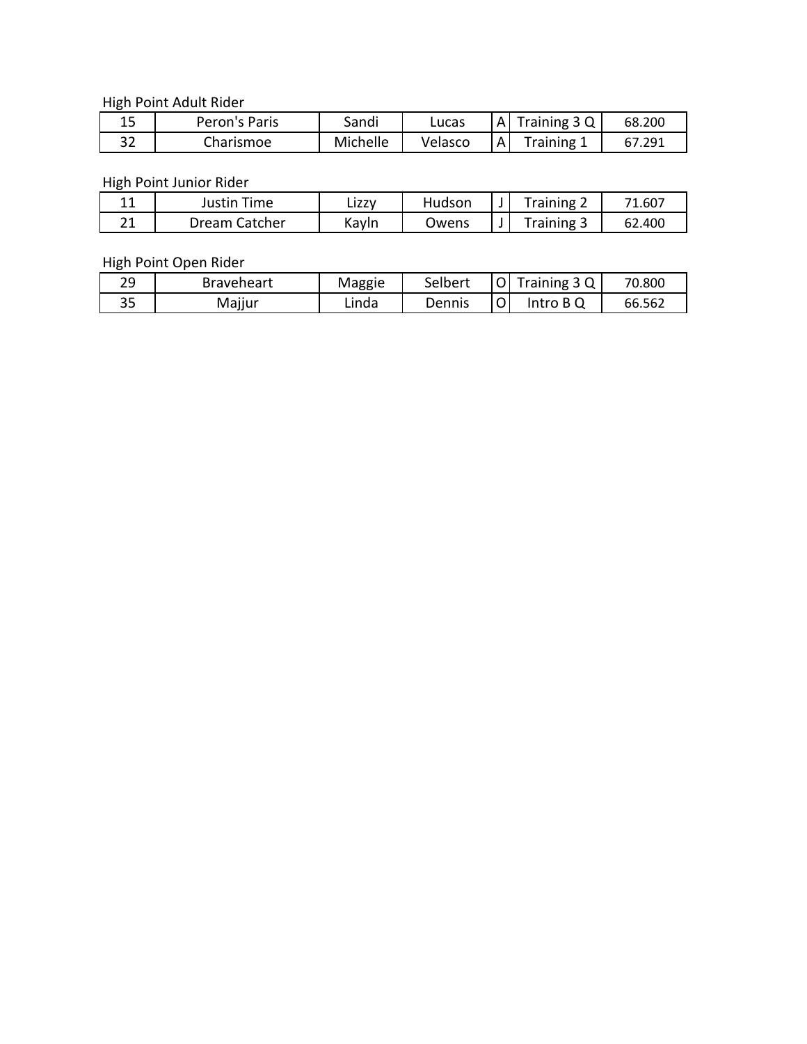High Point Adult Rider

| | | | | | | |
|---|---|---|---|---|---|---|
| 15 | Peron's Paris | Sandi | Lucas | A | Training 3 Q | 68.200 |
| 32 | Charismoe | Michelle | Velasco | A | Training 1 | 67.291 |

High Point Junior Rider

| | | | | | | |
|---|---|---|---|---|---|---|
| 11 | Justin Time | Lizzy | Hudson | J | Training 2 | 71.607 |
| 21 | Dream Catcher | Kayln | Owens | J | Training 3 | 62.400 |

High Point Open Rider

| | | | | | | |
|---|---|---|---|---|---|---|
| 29 | Braveheart | Maggie | Selbert | O | Training 3 Q | 70.800 |
| 35 | Majjur | Linda | Dennis | O | Intro B Q | 66.562 |